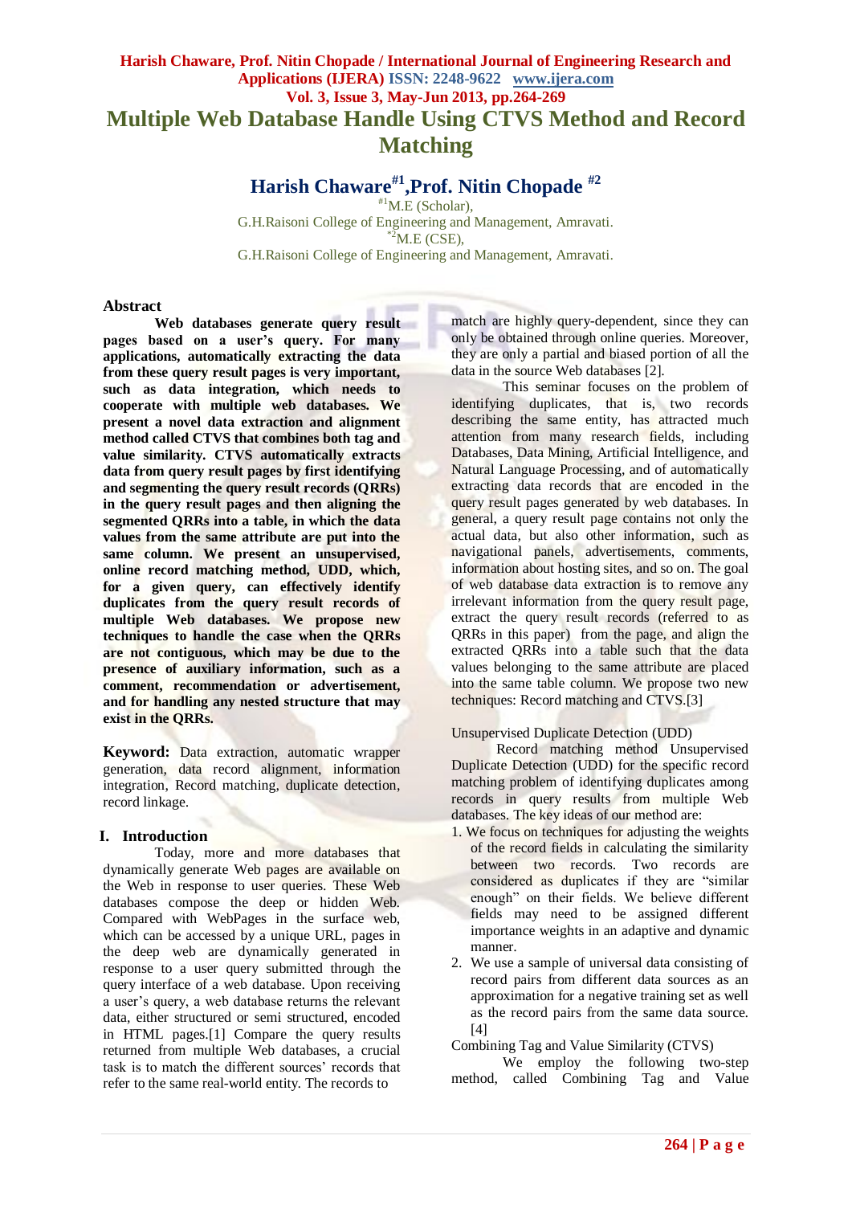# Multiple Web Database Handle Using CTVS Method and Record Matching

## Harish Chaware[#1], Prof. Nitin Chopade [#2]

[#1]M.E (Scholar),
G.H.Raisoni College of Engineering and Management, Amravati.
[*2]M.E (CSE),
G.H.Raisoni College of Engineering and Management, Amravati.

### Abstract

**Web databases generate query result pages based on a user's query. For many applications, automatically extracting the data from these query result pages is very important, such as data integration, which needs to cooperate with multiple web databases. We present a novel data extraction and alignment method called CTVS that combines both tag and value similarity. CTVS automatically extracts data from query result pages by first identifying and segmenting the query result records (QRRs) in the query result pages and then aligning the segmented QRRs into a table, in which the data values from the same attribute are put into the same column. We present an unsupervised, online record matching method, UDD, which, for a given query, can effectively identify duplicates from the query result records of multiple Web databases. We propose new techniques to handle the case when the QRRs are not contiguous, which may be due to the presence of auxiliary information, such as a comment, recommendation or advertisement, and for handling any nested structure that may exist in the QRRs.**

**Keyword:** Data extraction, automatic wrapper generation, data record alignment, information integration, Record matching, duplicate detection, record linkage.

## I. Introduction

Today, more and more databases that dynamically generate Web pages are available on the Web in response to user queries. These Web databases compose the deep or hidden Web. Compared with WebPages in the surface web, which can be accessed by a unique URL, pages in the deep web are dynamically generated in response to a user query submitted through the query interface of a web database. Upon receiving a user's query, a web database returns the relevant data, either structured or semi structured, encoded in HTML pages.[1] Compare the query results returned from multiple Web databases, a crucial task is to match the different sources' records that refer to the same real-world entity. The records to match are highly query-dependent, since they can only be obtained through online queries. Moreover, they are only a partial and biased portion of all the data in the source Web databases [2].

This seminar focuses on the problem of identifying duplicates, that is, two records describing the same entity, has attracted much attention from many research fields, including Databases, Data Mining, Artificial Intelligence, and Natural Language Processing, and of automatically extracting data records that are encoded in the query result pages generated by web databases. In general, a query result page contains not only the actual data, but also other information, such as navigational panels, advertisements, comments, information about hosting sites, and so on. The goal of web database data extraction is to remove any irrelevant information from the query result page, extract the query result records (referred to as QRRs in this paper) from the page, and align the extracted QRRs into a table such that the data values belonging to the same attribute are placed into the same table column. We propose two new techniques: Record matching and CTVS.[3]

Unsupervised Duplicate Detection (UDD)

Record matching method Unsupervised Duplicate Detection (UDD) for the specific record matching problem of identifying duplicates among records in query results from multiple Web databases. The key ideas of our method are:

1. We focus on techniques for adjusting the weights of the record fields in calculating the similarity between two records. Two records are considered as duplicates if they are "similar enough" on their fields. We believe different fields may need to be assigned different importance weights in an adaptive and dynamic manner.
2. We use a sample of universal data consisting of record pairs from different data sources as an approximation for a negative training set as well as the record pairs from the same data source. [4]

Combining Tag and Value Similarity (CTVS)

We employ the following two-step method, called Combining Tag and Value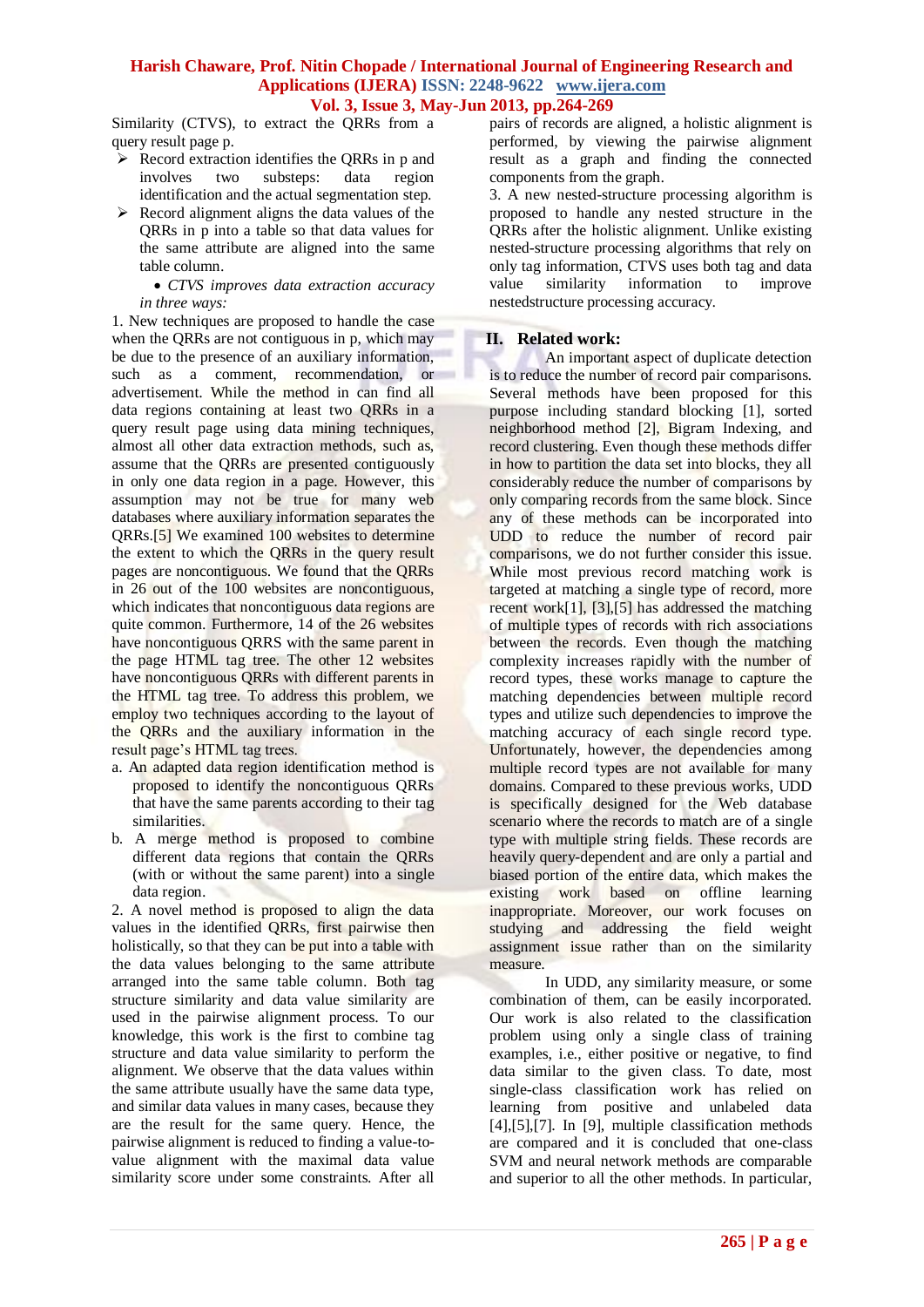Similarity (CTVS), to extract the QRRs from a query result page p.

- Record extraction identifies the QRRs in p and involves two substeps: data region identification and the actual segmentation step.
- Record alignment aligns the data values of the QRRs in p into a table so that data values for the same attribute are aligned into the same table column.

- *CTVS improves data extraction accuracy in three ways:*

1. New techniques are proposed to handle the case when the QRRs are not contiguous in p, which may be due to the presence of an auxiliary information, such as a comment, recommendation, or advertisement. While the method in can find all data regions containing at least two QRRs in a query result page using data mining techniques, almost all other data extraction methods, such as, assume that the QRRs are presented contiguously in only one data region in a page. However, this assumption may not be true for many web databases where auxiliary information separates the QRRs.[5] We examined 100 websites to determine the extent to which the QRRs in the query result pages are noncontiguous. We found that the QRRs in 26 out of the 100 websites are noncontiguous, which indicates that noncontiguous data regions are quite common. Furthermore, 14 of the 26 websites have noncontiguous QRRS with the same parent in the page HTML tag tree. The other 12 websites have noncontiguous QRRs with different parents in the HTML tag tree. To address this problem, we employ two techniques according to the layout of the QRRs and the auxiliary information in the result page's HTML tag trees.

a. An adapted data region identification method is proposed to identify the noncontiguous QRRs that have the same parents according to their tag similarities.

b. A merge method is proposed to combine different data regions that contain the QRRs (with or without the same parent) into a single data region.

2. A novel method is proposed to align the data values in the identified QRRs, first pairwise then holistically, so that they can be put into a table with the data values belonging to the same attribute arranged into the same table column. Both tag structure similarity and data value similarity are used in the pairwise alignment process. To our knowledge, this work is the first to combine tag structure and data value similarity to perform the alignment. We observe that the data values within the same attribute usually have the same data type, and similar data values in many cases, because they are the result for the same query. Hence, the pairwise alignment is reduced to finding a value-to-value alignment with the maximal data value similarity score under some constraints. After all pairs of records are aligned, a holistic alignment is performed, by viewing the pairwise alignment result as a graph and finding the connected components from the graph.

3. A new nested-structure processing algorithm is proposed to handle any nested structure in the QRRs after the holistic alignment. Unlike existing nested-structure processing algorithms that rely on only tag information, CTVS uses both tag and data value similarity information to improve nestedstructure processing accuracy.

## II. Related work:

An important aspect of duplicate detection is to reduce the number of record pair comparisons. Several methods have been proposed for this purpose including standard blocking [1], sorted neighborhood method [2], Bigram Indexing, and record clustering. Even though these methods differ in how to partition the data set into blocks, they all considerably reduce the number of comparisons by only comparing records from the same block. Since any of these methods can be incorporated into UDD to reduce the number of record pair comparisons, we do not further consider this issue. While most previous record matching work is targeted at matching a single type of record, more recent work[1], [3],[5] has addressed the matching of multiple types of records with rich associations between the records. Even though the matching complexity increases rapidly with the number of record types, these works manage to capture the matching dependencies between multiple record types and utilize such dependencies to improve the matching accuracy of each single record type. Unfortunately, however, the dependencies among multiple record types are not available for many domains. Compared to these previous works, UDD is specifically designed for the Web database scenario where the records to match are of a single type with multiple string fields. These records are heavily query-dependent and are only a partial and biased portion of the entire data, which makes the existing work based on offline learning inappropriate. Moreover, our work focuses on studying and addressing the field weight assignment issue rather than on the similarity measure.

In UDD, any similarity measure, or some combination of them, can be easily incorporated. Our work is also related to the classification problem using only a single class of training examples, i.e., either positive or negative, to find data similar to the given class. To date, most single-class classification work has relied on learning from positive and unlabeled data [4],[5],[7]. In [9], multiple classification methods are compared and it is concluded that one-class SVM and neural network methods are comparable and superior to all the other methods. In particular,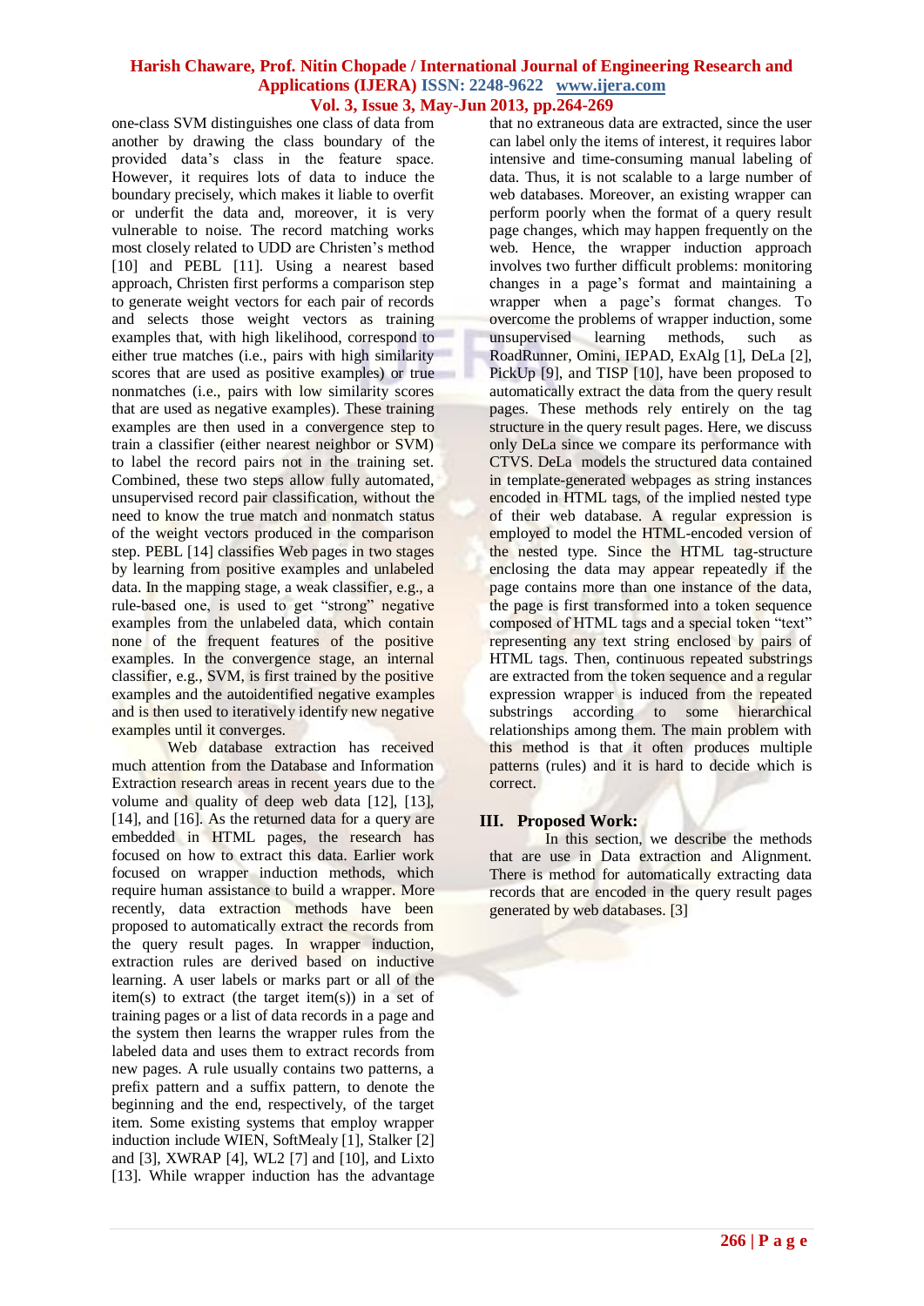one-class SVM distinguishes one class of data from another by drawing the class boundary of the provided data's class in the feature space. However, it requires lots of data to induce the boundary precisely, which makes it liable to overfit or underfit the data and, moreover, it is very vulnerable to noise. The record matching works most closely related to UDD are Christen's method [10] and PEBL [11]. Using a nearest based approach, Christen first performs a comparison step to generate weight vectors for each pair of records and selects those weight vectors as training examples that, with high likelihood, correspond to either true matches (i.e., pairs with high similarity scores that are used as positive examples) or true nonmatches (i.e., pairs with low similarity scores that are used as negative examples). These training examples are then used in a convergence step to train a classifier (either nearest neighbor or SVM) to label the record pairs not in the training set. Combined, these two steps allow fully automated, unsupervised record pair classification, without the need to know the true match and nonmatch status of the weight vectors produced in the comparison step. PEBL [14] classifies Web pages in two stages by learning from positive examples and unlabeled data. In the mapping stage, a weak classifier, e.g., a rule-based one, is used to get "strong" negative examples from the unlabeled data, which contain none of the frequent features of the positive examples. In the convergence stage, an internal classifier, e.g., SVM, is first trained by the positive examples and the autoidentified negative examples and is then used to iteratively identify new negative examples until it converges.

Web database extraction has received much attention from the Database and Information Extraction research areas in recent years due to the volume and quality of deep web data [12], [13], [14], and [16]. As the returned data for a query are embedded in HTML pages, the research has focused on how to extract this data. Earlier work focused on wrapper induction methods, which require human assistance to build a wrapper. More recently, data extraction methods have been proposed to automatically extract the records from the query result pages. In wrapper induction, extraction rules are derived based on inductive learning. A user labels or marks part or all of the item(s) to extract (the target item(s)) in a set of training pages or a list of data records in a page and the system then learns the wrapper rules from the labeled data and uses them to extract records from new pages. A rule usually contains two patterns, a prefix pattern and a suffix pattern, to denote the beginning and the end, respectively, of the target item. Some existing systems that employ wrapper induction include WIEN, SoftMealy [1], Stalker [2] and [3], XWRAP [4], WL2 [7] and [10], and Lixto [13]. While wrapper induction has the advantage that no extraneous data are extracted, since the user can label only the items of interest, it requires labor intensive and time-consuming manual labeling of data. Thus, it is not scalable to a large number of web databases. Moreover, an existing wrapper can perform poorly when the format of a query result page changes, which may happen frequently on the web. Hence, the wrapper induction approach involves two further difficult problems: monitoring changes in a page's format and maintaining a wrapper when a page's format changes. To overcome the problems of wrapper induction, some unsupervised learning methods, such as RoadRunner, Omini, IEPAD, ExAlg [1], DeLa [2], PickUp [9], and TISP [10], have been proposed to automatically extract the data from the query result pages. These methods rely entirely on the tag structure in the query result pages. Here, we discuss only DeLa since we compare its performance with CTVS. DeLa models the structured data contained in template-generated webpages as string instances encoded in HTML tags, of the implied nested type of their web database. A regular expression is employed to model the HTML-encoded version of the nested type. Since the HTML tag-structure enclosing the data may appear repeatedly if the page contains more than one instance of the data, the page is first transformed into a token sequence composed of HTML tags and a special token "text" representing any text string enclosed by pairs of HTML tags. Then, continuous repeated substrings are extracted from the token sequence and a regular expression wrapper is induced from the repeated substrings according to some hierarchical relationships among them. The main problem with this method is that it often produces multiple patterns (rules) and it is hard to decide which is correct.

## III. Proposed Work:

In this section, we describe the methods that are use in Data extraction and Alignment. There is method for automatically extracting data records that are encoded in the query result pages generated by web databases. [3]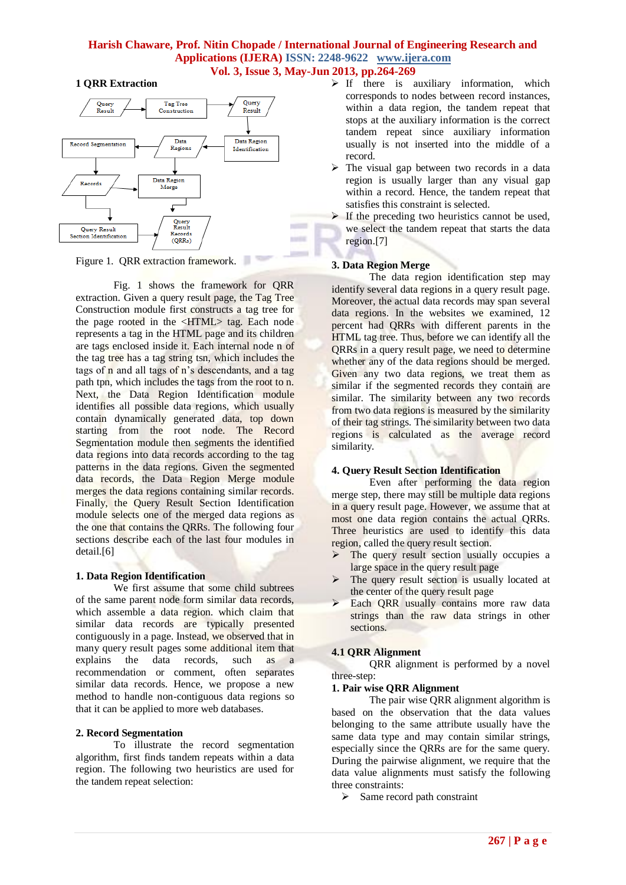**1 QRR Extraction**

Figure 1. QRR extraction framework.

Fig. 1 shows the framework for QRR extraction. Given a query result page, the Tag Tree Construction module first constructs a tag tree for the page rooted in the <HTML> tag. Each node represents a tag in the HTML page and its children are tags enclosed inside it. Each internal node n of the tag tree has a tag string tsn, which includes the tags of n and all tags of n's descendants, and a tag path tpn, which includes the tags from the root to n. Next, the Data Region Identification module identifies all possible data regions, which usually contain dynamically generated data, top down starting from the root node. The Record Segmentation module then segments the identified data regions into data records according to the tag patterns in the data regions. Given the segmented data records, the Data Region Merge module merges the data regions containing similar records. Finally, the Query Result Section Identification module selects one of the merged data regions as the one that contains the QRRs. The following four sections describe each of the last four modules in detail.[6]

**1. Data Region Identification**

We first assume that some child subtrees of the same parent node form similar data records, which assemble a data region. which claim that similar data records are typically presented contiguously in a page. Instead, we observed that in many query result pages some additional item that explains the data records, such as a recommendation or comment, often separates similar data records. Hence, we propose a new method to handle non-contiguous data regions so that it can be applied to more web databases.

**2. Record Segmentation**

To illustrate the record segmentation algorithm, first finds tandem repeats within a data region. The following two heuristics are used for the tandem repeat selection:

- If there is auxiliary information, which corresponds to nodes between record instances, within a data region, the tandem repeat that stops at the auxiliary information is the correct tandem repeat since auxiliary information usually is not inserted into the middle of a record.
- The visual gap between two records in a data region is usually larger than any visual gap within a record. Hence, the tandem repeat that satisfies this constraint is selected.
- If the preceding two heuristics cannot be used, we select the tandem repeat that starts the data region.[7]

**3. Data Region Merge**

The data region identification step may identify several data regions in a query result page. Moreover, the actual data records may span several data regions. In the websites we examined, 12 percent had QRRs with different parents in the HTML tag tree. Thus, before we can identify all the QRRs in a query result page, we need to determine whether any of the data regions should be merged. Given any two data regions, we treat them as similar if the segmented records they contain are similar. The similarity between any two records from two data regions is measured by the similarity of their tag strings. The similarity between two data regions is calculated as the average record similarity.

**4. Query Result Section Identification**

Even after performing the data region merge step, there may still be multiple data regions in a query result page. However, we assume that at most one data region contains the actual QRRs. Three heuristics are used to identify this data region, called the query result section.

- The query result section usually occupies a large space in the query result page
- The query result section is usually located at the center of the query result page
- Each QRR usually contains more raw data strings than the raw data strings in other sections.

**4.1 QRR Alignment**

QRR alignment is performed by a novel three-step:

**1. Pair wise QRR Alignment**

The pair wise QRR alignment algorithm is based on the observation that the data values belonging to the same attribute usually have the same data type and may contain similar strings, especially since the QRRs are for the same query. During the pairwise alignment, we require that the data value alignments must satisfy the following three constraints:

- Same record path constraint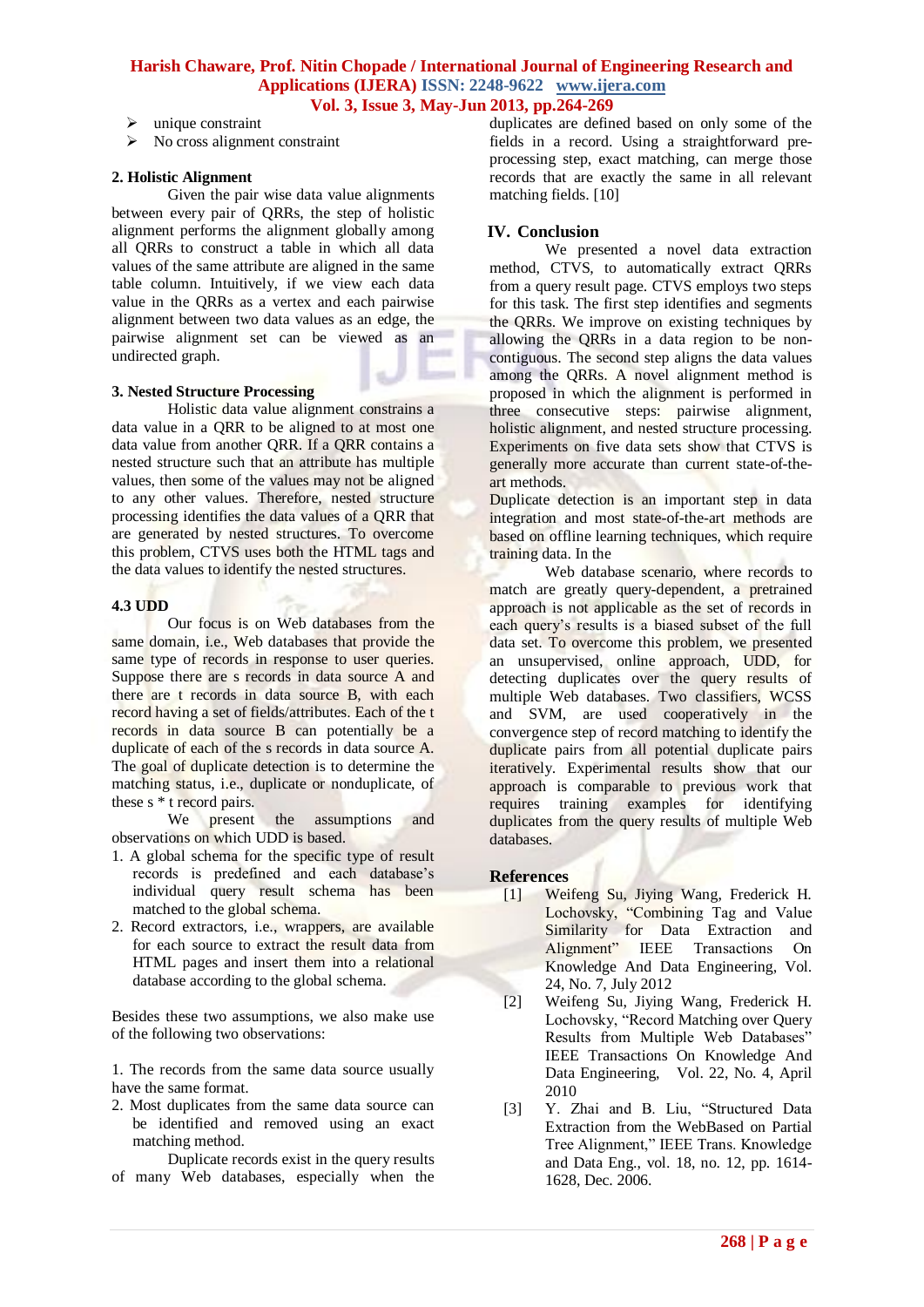- unique constraint
- No cross alignment constraint

**2. Holistic Alignment**

Given the pair wise data value alignments between every pair of QRRs, the step of holistic alignment performs the alignment globally among all QRRs to construct a table in which all data values of the same attribute are aligned in the same table column. Intuitively, if we view each data value in the QRRs as a vertex and each pairwise alignment between two data values as an edge, the pairwise alignment set can be viewed as an undirected graph.

**3. Nested Structure Processing**

Holistic data value alignment constrains a data value in a QRR to be aligned to at most one data value from another QRR. If a QRR contains a nested structure such that an attribute has multiple values, then some of the values may not be aligned to any other values. Therefore, nested structure processing identifies the data values of a QRR that are generated by nested structures. To overcome this problem, CTVS uses both the HTML tags and the data values to identify the nested structures.

**4.3 UDD**

Our focus is on Web databases from the same domain, i.e., Web databases that provide the same type of records in response to user queries. Suppose there are s records in data source A and there are t records in data source B, with each record having a set of fields/attributes. Each of the t records in data source B can potentially be a duplicate of each of the s records in data source A. The goal of duplicate detection is to determine the matching status, i.e., duplicate or nonduplicate, of these s * t record pairs.

We present the assumptions and observations on which UDD is based.

1. A global schema for the specific type of result records is predefined and each database's individual query result schema has been matched to the global schema.
2. Record extractors, i.e., wrappers, are available for each source to extract the result data from HTML pages and insert them into a relational database according to the global schema.

Besides these two assumptions, we also make use of the following two observations:

1. The records from the same data source usually have the same format.
2. Most duplicates from the same data source can be identified and removed using an exact matching method.

Duplicate records exist in the query results of many Web databases, especially when the duplicates are defined based on only some of the fields in a record. Using a straightforward pre-processing step, exact matching, can merge those records that are exactly the same in all relevant matching fields. [10]

## IV. Conclusion

We presented a novel data extraction method, CTVS, to automatically extract QRRs from a query result page. CTVS employs two steps for this task. The first step identifies and segments the QRRs. We improve on existing techniques by allowing the QRRs in a data region to be non-contiguous. The second step aligns the data values among the QRRs. A novel alignment method is proposed in which the alignment is performed in three consecutive steps: pairwise alignment, holistic alignment, and nested structure processing. Experiments on five data sets show that CTVS is generally more accurate than current state-of-the-art methods.

Duplicate detection is an important step in data integration and most state-of-the-art methods are based on offline learning techniques, which require training data. In the

Web database scenario, where records to match are greatly query-dependent, a pretrained approach is not applicable as the set of records in each query's results is a biased subset of the full data set. To overcome this problem, we presented an unsupervised, online approach, UDD, for detecting duplicates over the query results of multiple Web databases. Two classifiers, WCSS and SVM, are used cooperatively in the convergence step of record matching to identify the duplicate pairs from all potential duplicate pairs iteratively. Experimental results show that our approach is comparable to previous work that requires training examples for identifying duplicates from the query results of multiple Web databases.

## References

[1] Weifeng Su, Jiying Wang, Frederick H. Lochovsky, "Combining Tag and Value Similarity for Data Extraction and Alignment" IEEE Transactions On Knowledge And Data Engineering, Vol. 24, No. 7, July 2012

[2] Weifeng Su, Jiying Wang, Frederick H. Lochovsky, "Record Matching over Query Results from Multiple Web Databases" IEEE Transactions On Knowledge And Data Engineering, Vol. 22, No. 4, April 2010

[3] Y. Zhai and B. Liu, "Structured Data Extraction from the WebBased on Partial Tree Alignment," IEEE Trans. Knowledge and Data Eng., vol. 18, no. 12, pp. 1614-1628, Dec. 2006.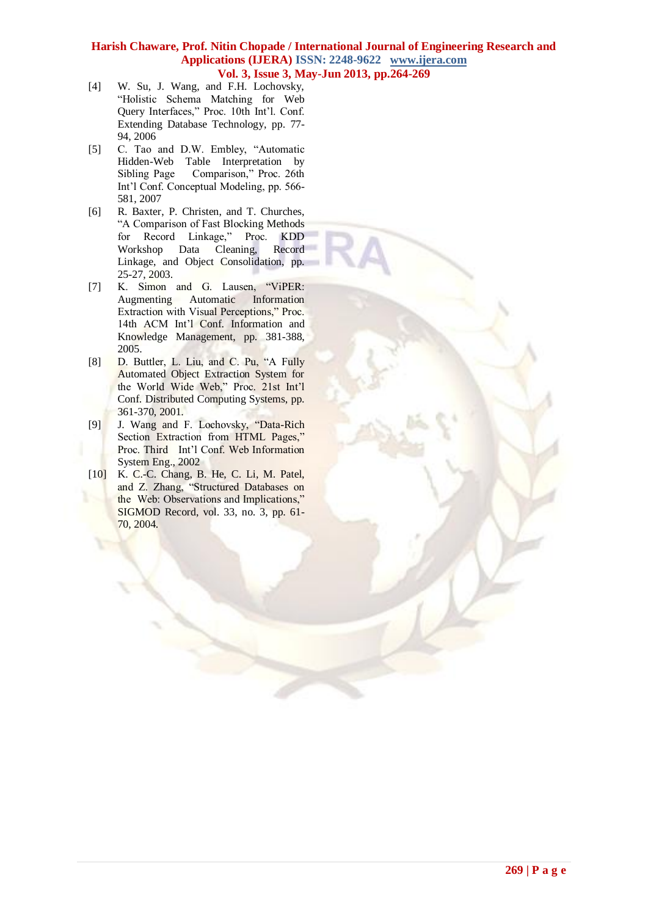[4] W. Su, J. Wang, and F.H. Lochovsky, "Holistic Schema Matching for Web Query Interfaces," Proc. 10th Int'l. Conf. Extending Database Technology, pp. 77-94, 2006

[5] C. Tao and D.W. Embley, "Automatic Hidden-Web Table Interpretation by Sibling Page Comparison," Proc. 26th Int'l Conf. Conceptual Modeling, pp. 566-581, 2007

[6] R. Baxter, P. Christen, and T. Churches, "A Comparison of Fast Blocking Methods for Record Linkage," Proc. KDD Workshop Data Cleaning, Record Linkage, and Object Consolidation, pp. 25-27, 2003.

[7] K. Simon and G. Lausen, "ViPER: Augmenting Automatic Information Extraction with Visual Perceptions," Proc. 14th ACM Int'l Conf. Information and Knowledge Management, pp. 381-388, 2005.

[8] D. Buttler, L. Liu, and C. Pu, "A Fully Automated Object Extraction System for the World Wide Web," Proc. 21st Int'l Conf. Distributed Computing Systems, pp. 361-370, 2001.

[9] J. Wang and F. Lochovsky, "Data-Rich Section Extraction from HTML Pages," Proc. Third Int'l Conf. Web Information System Eng., 2002

[10] K. C.-C. Chang, B. He, C. Li, M. Patel, and Z. Zhang, "Structured Databases on the Web: Observations and Implications," SIGMOD Record, vol. 33, no. 3, pp. 61-70, 2004.